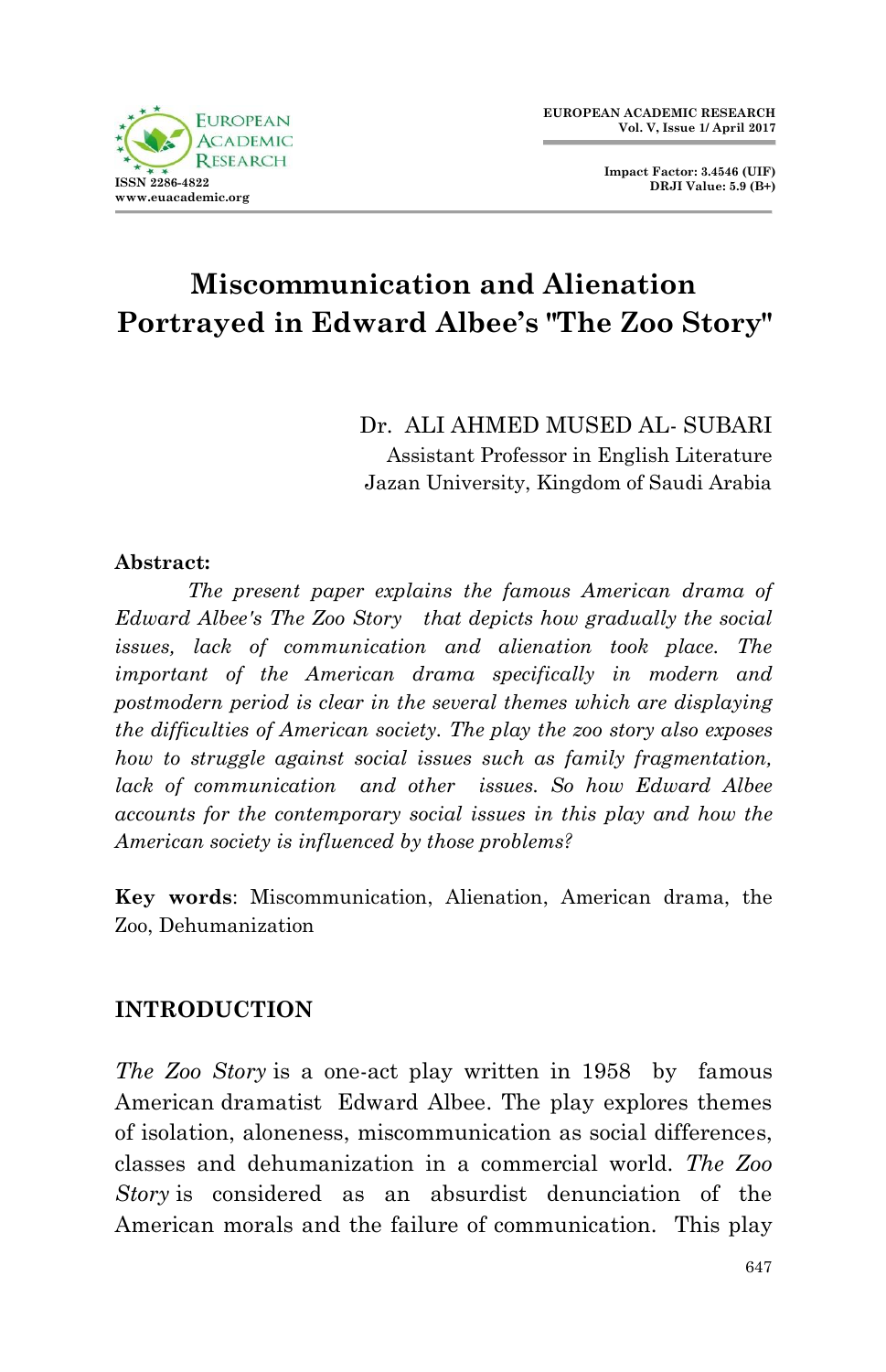# Miscommunication and Alienation Portrayed in Edward Albee's "The Zoo Story"

Dr. ALI AHMED MUSED AL- SUBARI
Assistant Professor in English Literature
Jazan University, Kingdom of Saudi Arabia

**Abstract:**

*The present paper explains the famous American drama of Edward Albee's The Zoo Story that depicts how gradually the social issues, lack of communication and alienation took place. The important of the American drama specifically in modern and postmodern period is clear in the several themes which are displaying the difficulties of American society. The play the zoo story also exposes how to struggle against social issues such as family fragmentation, lack of communication and other issues. So how Edward Albee accounts for the contemporary social issues in this play and how the American society is influenced by those problems?*

**Key words**: Miscommunication, Alienation, American drama, the Zoo, Dehumanization

## INTRODUCTION

*The Zoo Story* is a one-act play written in 1958 by famous American dramatist Edward Albee. The play explores themes of isolation, aloneness, miscommunication as social differences, classes and dehumanization in a commercial world. *The Zoo Story* is considered as an absurdist denunciation of the American morals and the failure of communication. This play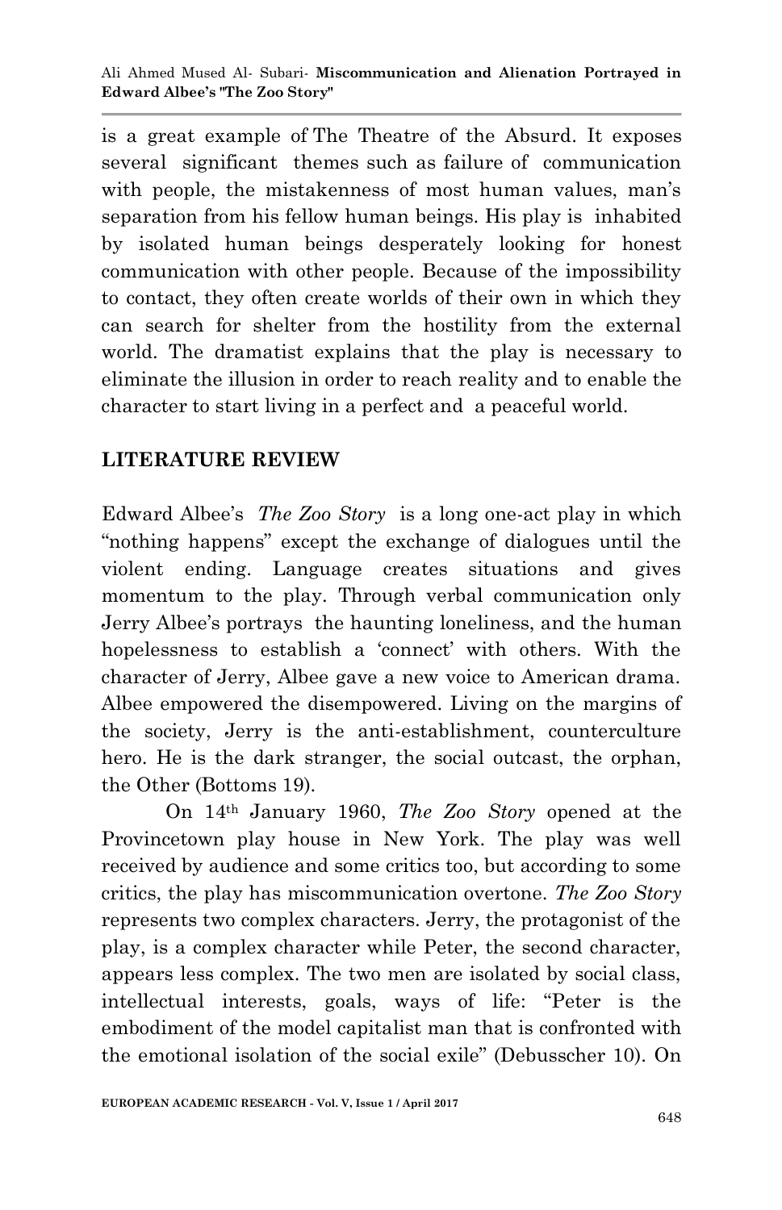is a great example of The Theatre of the Absurd. It exposes several significant themes such as failure of communication with people, the mistakenness of most human values, man's separation from his fellow human beings. His play is inhabited by isolated human beings desperately looking for honest communication with other people. Because of the impossibility to contact, they often create worlds of their own in which they can search for shelter from the hostility from the external world. The dramatist explains that the play is necessary to eliminate the illusion in order to reach reality and to enable the character to start living in a perfect and a peaceful world.

## LITERATURE REVIEW

Edward Albee's *The Zoo Story* is a long one-act play in which "nothing happens" except the exchange of dialogues until the violent ending. Language creates situations and gives momentum to the play. Through verbal communication only Jerry Albee's portrays the haunting loneliness, and the human hopelessness to establish a 'connect' with others. With the character of Jerry, Albee gave a new voice to American drama. Albee empowered the disempowered. Living on the margins of the society, Jerry is the anti-establishment, counterculture hero. He is the dark stranger, the social outcast, the orphan, the Other (Bottoms 19).

On 14th January 1960, *The Zoo Story* opened at the Provincetown play house in New York. The play was well received by audience and some critics too, but according to some critics, the play has miscommunication overtone. *The Zoo Story* represents two complex characters. Jerry, the protagonist of the play, is a complex character while Peter, the second character, appears less complex. The two men are isolated by social class, intellectual interests, goals, ways of life: "Peter is the embodiment of the model capitalist man that is confronted with the emotional isolation of the social exile" (Debusscher 10). On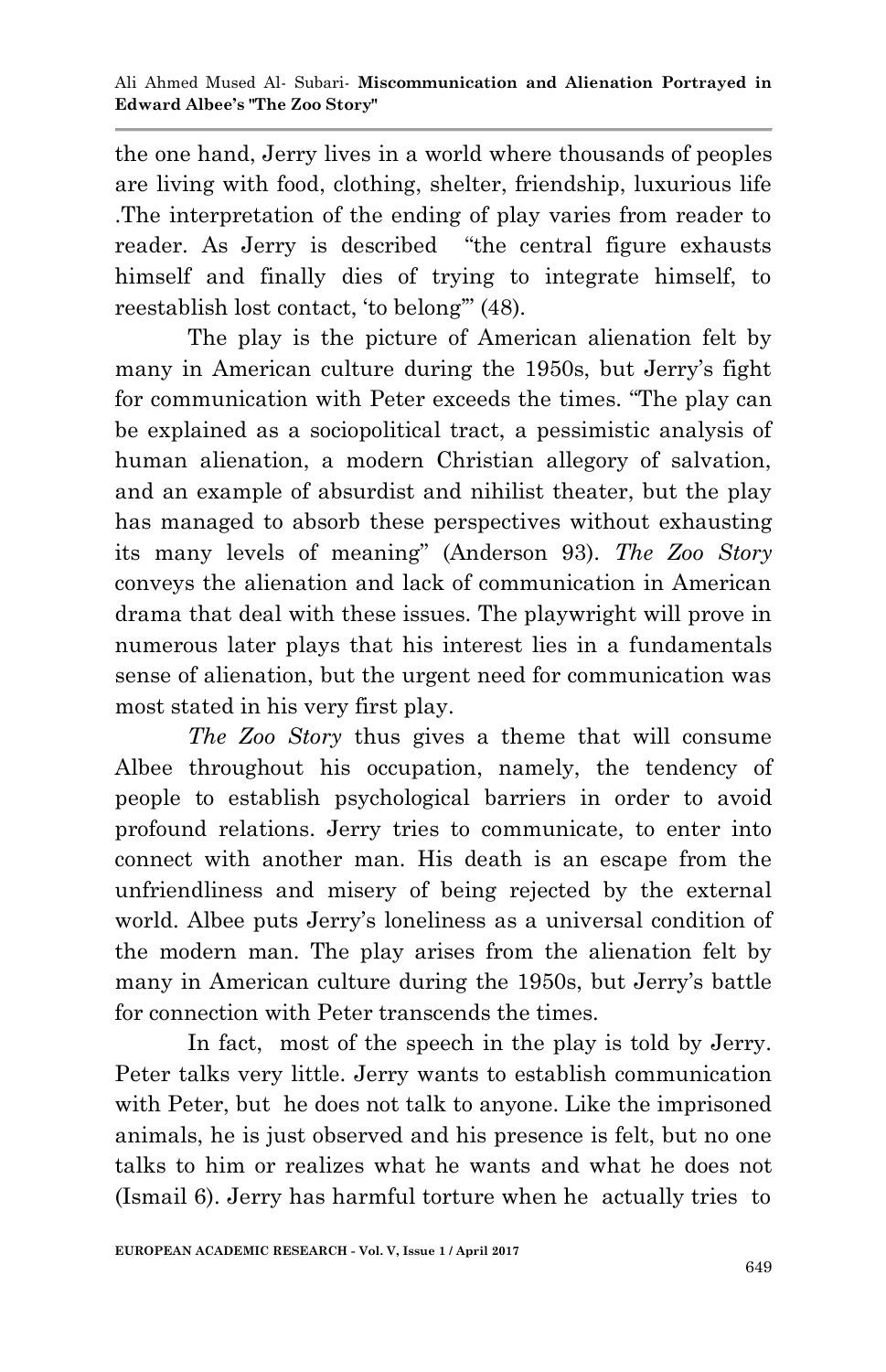the one hand, Jerry lives in a world where thousands of peoples are living with food, clothing, shelter, friendship, luxurious life .The interpretation of the ending of play varies from reader to reader. As Jerry is described "the central figure exhausts himself and finally dies of trying to integrate himself, to reestablish lost contact, 'to belong'" (48).

The play is the picture of American alienation felt by many in American culture during the 1950s, but Jerry's fight for communication with Peter exceeds the times. "The play can be explained as a sociopolitical tract, a pessimistic analysis of human alienation, a modern Christian allegory of salvation, and an example of absurdist and nihilist theater, but the play has managed to absorb these perspectives without exhausting its many levels of meaning" (Anderson 93). *The Zoo Story* conveys the alienation and lack of communication in American drama that deal with these issues. The playwright will prove in numerous later plays that his interest lies in a fundamentals sense of alienation, but the urgent need for communication was most stated in his very first play.

*The Zoo Story* thus gives a theme that will consume Albee throughout his occupation, namely, the tendency of people to establish psychological barriers in order to avoid profound relations. Jerry tries to communicate, to enter into connect with another man. His death is an escape from the unfriendliness and misery of being rejected by the external world. Albee puts Jerry's loneliness as a universal condition of the modern man. The play arises from the alienation felt by many in American culture during the 1950s, but Jerry's battle for connection with Peter transcends the times.

In fact, most of the speech in the play is told by Jerry. Peter talks very little. Jerry wants to establish communication with Peter, but he does not talk to anyone. Like the imprisoned animals, he is just observed and his presence is felt, but no one talks to him or realizes what he wants and what he does not (Ismail 6). Jerry has harmful torture when he actually tries to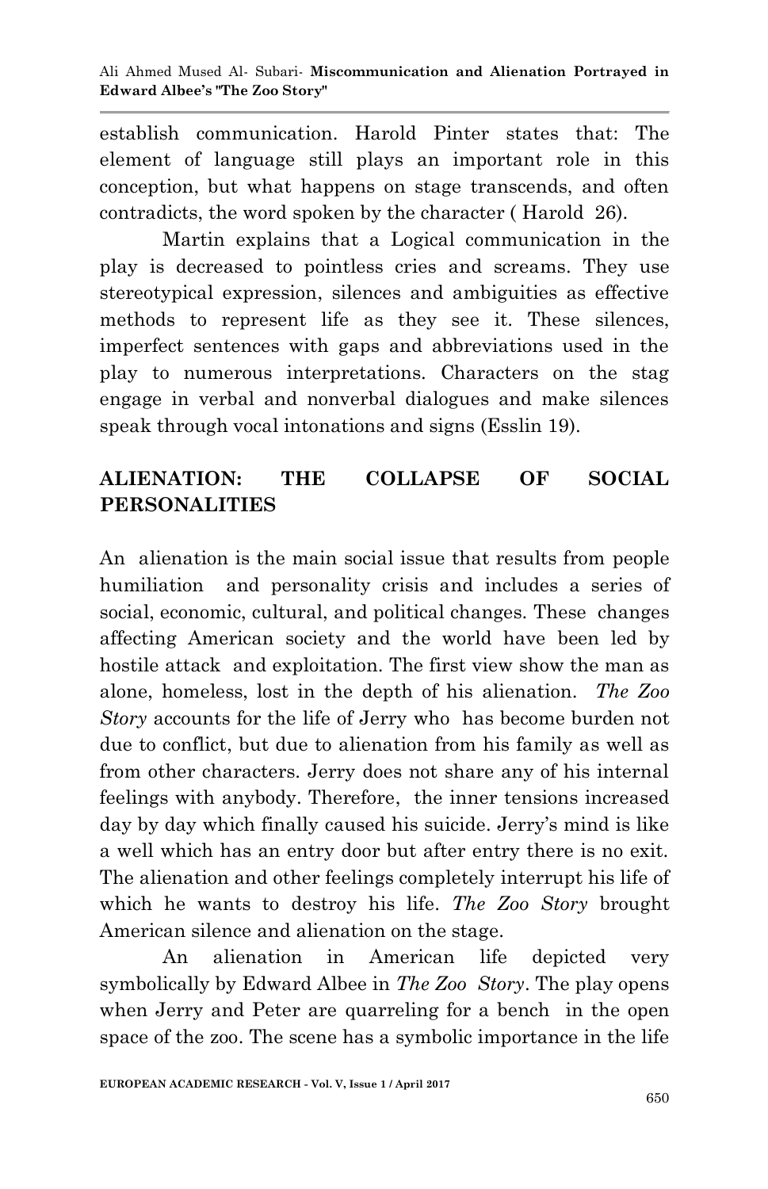establish communication. Harold Pinter states that: The element of language still plays an important role in this conception, but what happens on stage transcends, and often contradicts, the word spoken by the character ( Harold 26).

Martin explains that a Logical communication in the play is decreased to pointless cries and screams. They use stereotypical expression, silences and ambiguities as effective methods to represent life as they see it. These silences, imperfect sentences with gaps and abbreviations used in the play to numerous interpretations. Characters on the stag engage in verbal and nonverbal dialogues and make silences speak through vocal intonations and signs (Esslin 19).

## ALIENATION: THE COLLAPSE OF SOCIAL PERSONALITIES

An alienation is the main social issue that results from people humiliation and personality crisis and includes a series of social, economic, cultural, and political changes. These changes affecting American society and the world have been led by hostile attack and exploitation. The first view show the man as alone, homeless, lost in the depth of his alienation. *The Zoo Story* accounts for the life of Jerry who has become burden not due to conflict, but due to alienation from his family as well as from other characters. Jerry does not share any of his internal feelings with anybody. Therefore, the inner tensions increased day by day which finally caused his suicide. Jerry's mind is like a well which has an entry door but after entry there is no exit. The alienation and other feelings completely interrupt his life of which he wants to destroy his life. *The Zoo Story* brought American silence and alienation on the stage.

An alienation in American life depicted very symbolically by Edward Albee in *The Zoo Story*. The play opens when Jerry and Peter are quarreling for a bench in the open space of the zoo. The scene has a symbolic importance in the life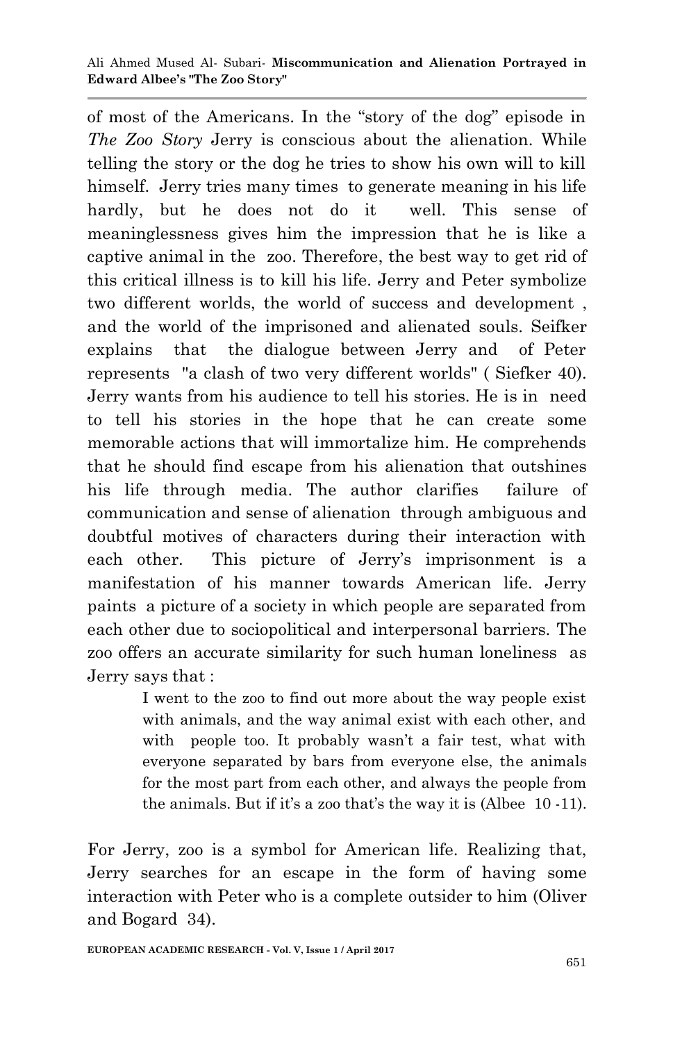of most of the Americans. In the "story of the dog" episode in *The Zoo Story* Jerry is conscious about the alienation. While telling the story or the dog he tries to show his own will to kill himself. Jerry tries many times to generate meaning in his life hardly, but he does not do it well. This sense of meaninglessness gives him the impression that he is like a captive animal in the zoo. Therefore, the best way to get rid of this critical illness is to kill his life. Jerry and Peter symbolize two different worlds, the world of success and development , and the world of the imprisoned and alienated souls. Seifker explains that the dialogue between Jerry and of Peter represents "a clash of two very different worlds" ( Siefker 40). Jerry wants from his audience to tell his stories. He is in need to tell his stories in the hope that he can create some memorable actions that will immortalize him. He comprehends that he should find escape from his alienation that outshines his life through media. The author clarifies failure of communication and sense of alienation through ambiguous and doubtful motives of characters during their interaction with each other. This picture of Jerry's imprisonment is a manifestation of his manner towards American life. Jerry paints a picture of a society in which people are separated from each other due to sociopolitical and interpersonal barriers. The zoo offers an accurate similarity for such human loneliness as Jerry says that :

> I went to the zoo to find out more about the way people exist with animals, and the way animal exist with each other, and with people too. It probably wasn't a fair test, what with everyone separated by bars from everyone else, the animals for the most part from each other, and always the people from the animals. But if it's a zoo that's the way it is (Albee 10 -11).

For Jerry, zoo is a symbol for American life. Realizing that, Jerry searches for an escape in the form of having some interaction with Peter who is a complete outsider to him (Oliver and Bogard 34).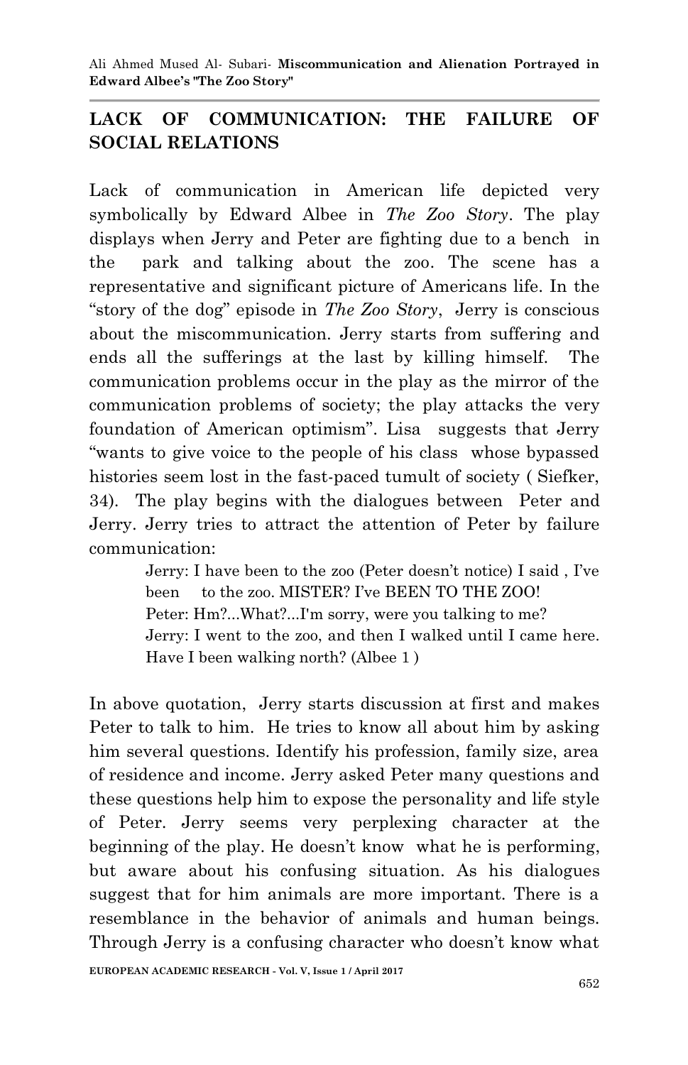## LACK OF COMMUNICATION: THE FAILURE OF SOCIAL RELATIONS

Lack of communication in American life depicted very symbolically by Edward Albee in *The Zoo Story*. The play displays when Jerry and Peter are fighting due to a bench in the park and talking about the zoo. The scene has a representative and significant picture of Americans life. In the "story of the dog" episode in *The Zoo Story*, Jerry is conscious about the miscommunication. Jerry starts from suffering and ends all the sufferings at the last by killing himself. The communication problems occur in the play as the mirror of the communication problems of society; the play attacks the very foundation of American optimism". Lisa suggests that Jerry "wants to give voice to the people of his class whose bypassed histories seem lost in the fast-paced tumult of society ( Siefker, 34). The play begins with the dialogues between Peter and Jerry. Jerry tries to attract the attention of Peter by failure communication:

> Jerry: I have been to the zoo (Peter doesn't notice) I said , I've been to the zoo. MISTER? I've BEEN TO THE ZOO!
> Peter: Hm?...What?...I'm sorry, were you talking to me?
> Jerry: I went to the zoo, and then I walked until I came here. Have I been walking north? (Albee 1 )

In above quotation, Jerry starts discussion at first and makes Peter to talk to him. He tries to know all about him by asking him several questions. Identify his profession, family size, area of residence and income. Jerry asked Peter many questions and these questions help him to expose the personality and life style of Peter. Jerry seems very perplexing character at the beginning of the play. He doesn't know what he is performing, but aware about his confusing situation. As his dialogues suggest that for him animals are more important. There is a resemblance in the behavior of animals and human beings. Through Jerry is a confusing character who doesn't know what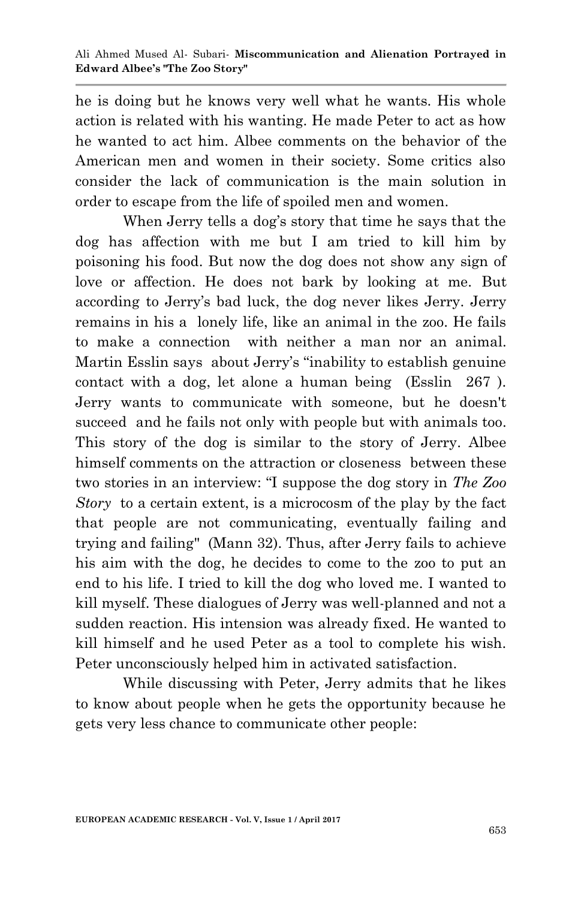he is doing but he knows very well what he wants. His whole action is related with his wanting. He made Peter to act as how he wanted to act him. Albee comments on the behavior of the American men and women in their society. Some critics also consider the lack of communication is the main solution in order to escape from the life of spoiled men and women.

When Jerry tells a dog's story that time he says that the dog has affection with me but I am tried to kill him by poisoning his food. But now the dog does not show any sign of love or affection. He does not bark by looking at me. But according to Jerry's bad luck, the dog never likes Jerry. Jerry remains in his a lonely life, like an animal in the zoo. He fails to make a connection with neither a man nor an animal. Martin Esslin says about Jerry's "inability to establish genuine contact with a dog, let alone a human being (Esslin 267 ). Jerry wants to communicate with someone, but he doesn't succeed and he fails not only with people but with animals too. This story of the dog is similar to the story of Jerry. Albee himself comments on the attraction or closeness between these two stories in an interview: "I suppose the dog story in *The Zoo Story* to a certain extent, is a microcosm of the play by the fact that people are not communicating, eventually failing and trying and failing" (Mann 32). Thus, after Jerry fails to achieve his aim with the dog, he decides to come to the zoo to put an end to his life. I tried to kill the dog who loved me. I wanted to kill myself. These dialogues of Jerry was well-planned and not a sudden reaction. His intension was already fixed. He wanted to kill himself and he used Peter as a tool to complete his wish. Peter unconsciously helped him in activated satisfaction.

While discussing with Peter, Jerry admits that he likes to know about people when he gets the opportunity because he gets very less chance to communicate other people: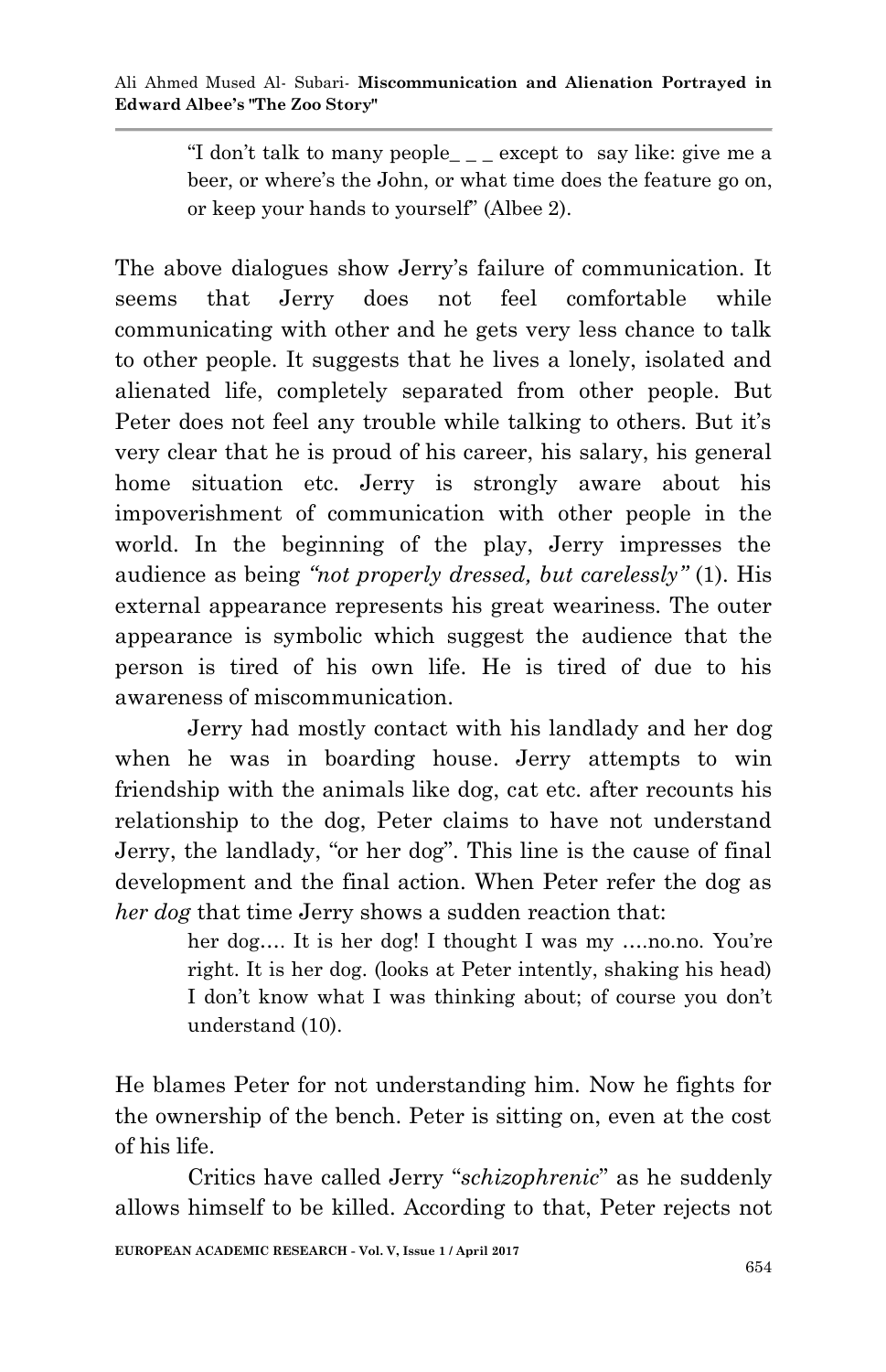> "I don't talk to many people_ _ _ except to say like: give me a beer, or where's the John, or what time does the feature go on, or keep your hands to yourself" (Albee 2).

The above dialogues show Jerry's failure of communication. It seems that Jerry does not feel comfortable while communicating with other and he gets very less chance to talk to other people. It suggests that he lives a lonely, isolated and alienated life, completely separated from other people. But Peter does not feel any trouble while talking to others. But it's very clear that he is proud of his career, his salary, his general home situation etc. Jerry is strongly aware about his impoverishment of communication with other people in the world. In the beginning of the play, Jerry impresses the audience as being *"not properly dressed, but carelessly"* (1). His external appearance represents his great weariness. The outer appearance is symbolic which suggest the audience that the person is tired of his own life. He is tired of due to his awareness of miscommunication.

Jerry had mostly contact with his landlady and her dog when he was in boarding house. Jerry attempts to win friendship with the animals like dog, cat etc. after recounts his relationship to the dog, Peter claims to have not understand Jerry, the landlady, "or her dog". This line is the cause of final development and the final action. When Peter refer the dog as *her dog* that time Jerry shows a sudden reaction that:

> her dog…. It is her dog! I thought I was my ….no.no. You're right. It is her dog. (looks at Peter intently, shaking his head) I don't know what I was thinking about; of course you don't understand (10).

He blames Peter for not understanding him. Now he fights for the ownership of the bench. Peter is sitting on, even at the cost of his life.

Critics have called Jerry "*schizophrenic*" as he suddenly allows himself to be killed. According to that, Peter rejects not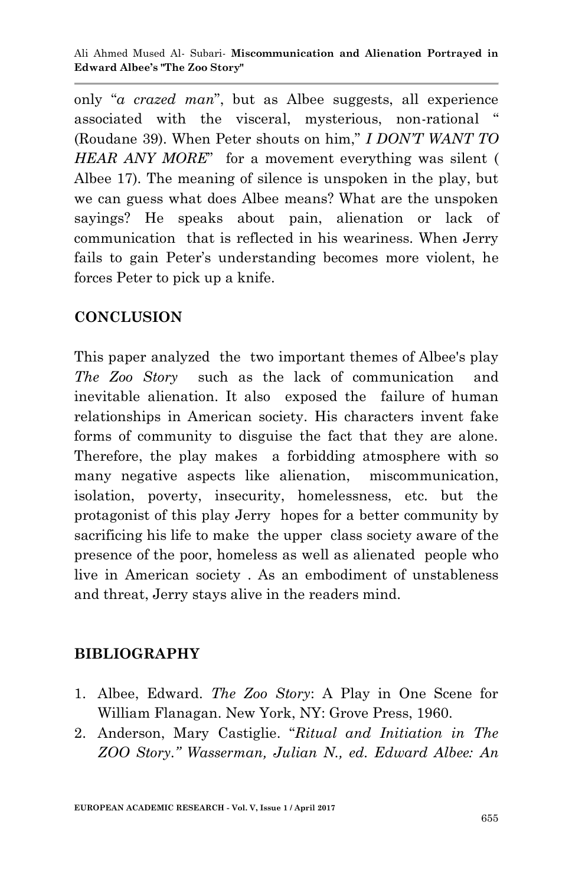only "*a crazed man*", but as Albee suggests, all experience associated with the visceral, mysterious, non-rational " (Roudane 39). When Peter shouts on him," *I DON'T WANT TO HEAR ANY MORE*" for a movement everything was silent ( Albee 17). The meaning of silence is unspoken in the play, but we can guess what does Albee means? What are the unspoken sayings? He speaks about pain, alienation or lack of communication that is reflected in his weariness. When Jerry fails to gain Peter's understanding becomes more violent, he forces Peter to pick up a knife.

## CONCLUSION

This paper analyzed the two important themes of Albee's play *The Zoo Story* such as the lack of communication and inevitable alienation. It also exposed the failure of human relationships in American society. His characters invent fake forms of community to disguise the fact that they are alone. Therefore, the play makes a forbidding atmosphere with so many negative aspects like alienation, miscommunication, isolation, poverty, insecurity, homelessness, etc. but the protagonist of this play Jerry hopes for a better community by sacrificing his life to make the upper class society aware of the presence of the poor, homeless as well as alienated people who live in American society . As an embodiment of unstableness and threat, Jerry stays alive in the readers mind.

## BIBLIOGRAPHY

1. Albee, Edward. *The Zoo Story*: A Play in One Scene for William Flanagan. New York, NY: Grove Press, 1960.
2. Anderson, Mary Castiglie. "*Ritual and Initiation in The ZOO Story." Wasserman, Julian N., ed. Edward Albee: An*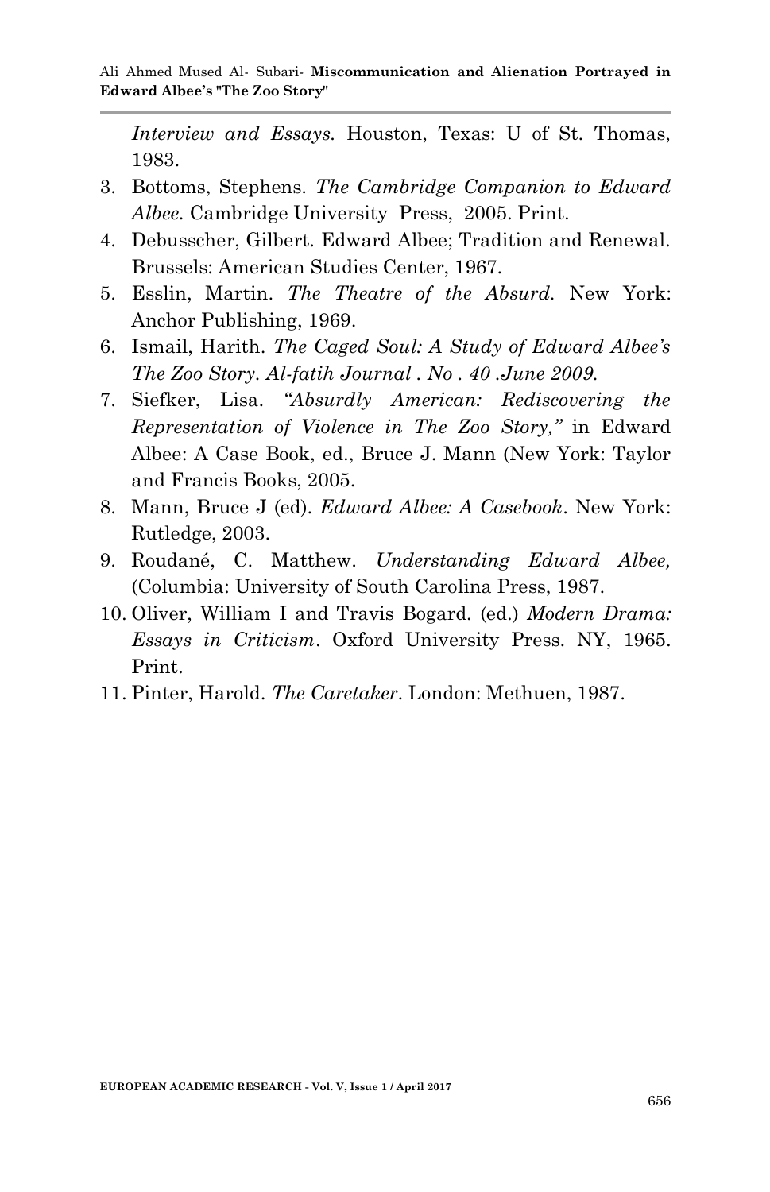*Interview and Essays.* Houston, Texas: U of St. Thomas, 1983.

3. Bottoms, Stephens. *The Cambridge Companion to Edward Albee.* Cambridge University Press, 2005. Print.
4. Debusscher, Gilbert. Edward Albee; Tradition and Renewal. Brussels: American Studies Center, 1967.
5. Esslin, Martin. *The Theatre of the Absurd.* New York: Anchor Publishing, 1969.
6. Ismail, Harith. *The Caged Soul: A Study of Edward Albee's The Zoo Story. Al-fatih Journal . No . 40 .June 2009.*
7. Siefker, Lisa. *"Absurdly American: Rediscovering the Representation of Violence in The Zoo Story,"* in Edward Albee: A Case Book, ed., Bruce J. Mann (New York: Taylor and Francis Books, 2005.
8. Mann, Bruce J (ed). *Edward Albee: A Casebook*. New York: Rutledge, 2003.
9. Roudané, C. Matthew. *Understanding Edward Albee,* (Columbia: University of South Carolina Press, 1987.
10. Oliver, William I and Travis Bogard. (ed.) *Modern Drama: Essays in Criticism*. Oxford University Press. NY, 1965. Print.
11. Pinter, Harold. *The Caretaker*. London: Methuen, 1987.